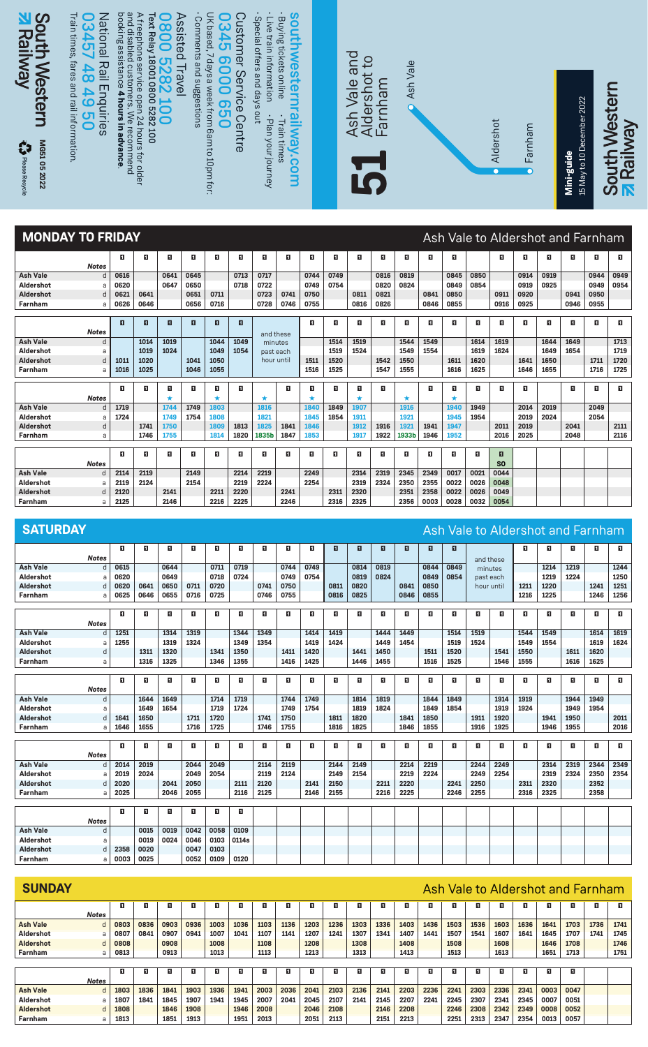# South Western Railway

**Mini-guide**
15 May to 10 December 2022

## 51 Ash Vale and Aldershot to Farnham

Ash Vale – Aldershot – Farnham

**southwesternrailway.com**
- Buying tickets online
- Train times
- Live train information
- Plan your journey
- Special offers and days out

**Customer Service Centre**
**0345 6000 650**
UK based, 7 days a week from 6am to 10pm for:
- Comments and suggestions

**Assisted Travel**
**0800 5282 100**
**Text Relay 18001 0800 5282 100**
A freephone service open 24 hours for older and disabled customers. We recommend booking assistance **4 hours in advance.**

**National Rail Enquiries**
**03457 48 49 50**
Train times, fares and rail information.

MG51 05 2022
Please Recycle

## MONDAY TO FRIDAY — Ash Vale to Aldershot and Farnham

| Notes | | | | | | | | | | | | | | | | | | | | | | |
|---|---|---|---|---|---|---|---|---|---|---|---|---|---|---|---|---|---|---|---|---|---|---|
| Ash Vale d | 0616 | | 0641 | 0645 | | 0713 | 0717 | | 0744 | 0749 | | 0816 | 0819 | | 0845 | 0850 | | 0914 | 0919 | | 0944 | 0949 |
| Aldershot a | 0620 | | 0647 | 0650 | | 0718 | 0722 | | 0749 | 0754 | | 0820 | 0824 | | 0849 | 0854 | | 0919 | 0925 | | 0949 | 0954 |
| Aldershot d | 0621 | 0641 | | 0651 | 0711 | | 0723 | 0741 | 0750 | | 0811 | 0821 | | 0841 | 0850 | | 0911 | 0920 | | 0941 | 0950 | |
| Farnham a | 0626 | 0646 | | 0656 | 0716 | | 0728 | 0746 | 0755 | | 0816 | 0826 | | 0846 | 0855 | | 0916 | 0925 | | 0946 | 0955 | |

| Notes | | | | | | | | | | | | | | | | | | | | | |
|---|---|---|---|---|---|---|---|---|---|---|---|---|---|---|---|---|---|---|---|---|---|
| Ash Vale d | | 1014 | 1019 | | 1044 | 1049 | and these minutes past each hour until | | 1514 | 1519 | | 1544 | 1549 | | 1614 | 1619 | | 1644 | 1649 | | 1713 |
| Aldershot a | | 1019 | 1024 | | 1049 | 1054 | | | 1519 | 1524 | | 1549 | 1554 | | 1619 | 1624 | | 1649 | 1654 | | 1719 |
| Aldershot d | 1011 | 1020 | | 1041 | 1050 | | | 1511 | 1520 | | 1542 | 1550 | | 1611 | 1620 | | 1641 | 1650 | | 1711 | 1720 |
| Farnham a | 1016 | 1025 | | 1046 | 1055 | | | 1516 | 1525 | | 1547 | 1555 | | 1616 | 1625 | | 1646 | 1655 | | 1716 | 1725 |

| Notes | | | ★ | | ★ | | ★ | | ★ | | ★ | | ★ | | ★ | | | | | | | |
|---|---|---|---|---|---|---|---|---|---|---|---|---|---|---|---|---|---|---|---|---|---|---|
| Ash Vale d | 1719 | | 1744 | 1749 | 1803 | | 1816 | | 1840 | 1849 | 1907 | | 1916 | | 1940 | 1949 | | 2014 | 2019 | | 2049 | |
| Aldershot a | 1724 | | 1749 | 1754 | 1808 | | 1821 | | 1845 | 1854 | 1911 | | 1921 | | 1945 | 1954 | | 2019 | 2024 | | 2054 | |
| Aldershot d | | 1741 | 1750 | | 1809 | 1813 | 1825 | 1841 | 1846 | | 1912 | 1916 | 1921 | 1941 | 1947 | | 2011 | 2019 | | 2041 | | 2111 |
| Farnham a | | 1746 | 1755 | | 1814 | 1820 | 1835b | 1847 | 1853 | | 1917 | 1922 | 1933b | 1946 | 1952 | | 2016 | 2025 | | 2048 | | 2116 |

| Notes | | | | | | | | | | | | | | | | | SO |
|---|---|---|---|---|---|---|---|---|---|---|---|---|---|---|---|---|---|
| Ash Vale d | 2114 | 2119 | | 2149 | | 2214 | 2219 | | 2249 | | 2314 | 2319 | 2345 | 2349 | 0017 | 0021 | 0044 |
| Aldershot a | 2119 | 2124 | | 2154 | | 2219 | 2224 | | 2254 | | 2319 | 2324 | 2350 | 2355 | 0022 | 0026 | 0048 |
| Aldershot d | 2120 | | 2141 | | 2211 | 2220 | | 2241 | | 2311 | 2320 | | 2351 | 2358 | 0022 | 0026 | 0049 |
| Farnham a | 2125 | | 2146 | | 2216 | 2225 | | 2246 | | 2316 | 2325 | | 2356 | 0003 | 0028 | 0032 | 0054 |

## SATURDAY — Ash Vale to Aldershot and Farnham

| Notes | | | | | | | | | | | | | | | | | | | | |
|---|---|---|---|---|---|---|---|---|---|---|---|---|---|---|---|---|---|---|---|---|---|
| Ash Vale d | 0615 | | 0644 | | 0711 | 0719 | | 0744 | 0749 | | 0814 | 0819 | | 0844 | 0849 | and these minutes past each hour until | | 1214 | 1219 | | 1244 |
| Aldershot a | 0620 | | 0649 | | 0718 | 0724 | | 0749 | 0754 | | 0819 | 0824 | | 0849 | 0854 | | | 1219 | 1224 | | 1250 |
| Aldershot d | 0620 | 0641 | 0650 | 0711 | 0720 | | 0741 | 0750 | | 0811 | 0820 | | 0841 | 0850 | | | 1211 | 1220 | | 1241 | 1251 |
| Farnham a | 0625 | 0646 | 0655 | 0716 | 0725 | | 0746 | 0755 | | 0816 | 0825 | | 0846 | 0855 | | | 1216 | 1225 | | 1246 | 1256 |

| Notes | | | | | | | | | | | | | | | | | | | | | | |
|---|---|---|---|---|---|---|---|---|---|---|---|---|---|---|---|---|---|---|---|---|---|---|
| Ash Vale d | 1251 | | 1314 | 1319 | | 1344 | 1349 | | 1414 | 1419 | | 1444 | 1449 | | 1514 | 1519 | | 1544 | 1549 | | 1614 | 1619 |
| Aldershot a | 1255 | | 1319 | 1324 | | 1349 | 1354 | | 1419 | 1424 | | 1449 | 1454 | | 1519 | 1524 | | 1549 | 1554 | | 1619 | 1624 |
| Aldershot d | | 1311 | 1320 | | 1341 | 1350 | | 1411 | 1420 | | 1441 | 1450 | | 1511 | 1520 | | 1541 | 1550 | | 1611 | 1620 | |
| Farnham a | | 1316 | 1325 | | 1346 | 1355 | | 1416 | 1425 | | 1446 | 1455 | | 1516 | 1525 | | 1546 | 1555 | | 1616 | 1625 | |

| Notes | | | | | | | | | | | | | | | | | | | | | | |
|---|---|---|---|---|---|---|---|---|---|---|---|---|---|---|---|---|---|---|---|---|---|---|
| Ash Vale d | | 1644 | 1649 | | 1714 | 1719 | | 1744 | 1749 | | 1814 | 1819 | | 1844 | 1849 | | 1914 | 1919 | | 1944 | 1949 | |
| Aldershot a | | 1649 | 1654 | | 1719 | 1724 | | 1749 | 1754 | | 1819 | 1824 | | 1849 | 1854 | | 1919 | 1924 | | 1949 | 1954 | |
| Aldershot d | 1641 | 1650 | | 1711 | 1720 | | 1741 | 1750 | | 1811 | 1820 | | 1841 | 1850 | | 1911 | 1920 | | 1941 | 1950 | | 2011 |
| Farnham a | 1646 | 1655 | | 1716 | 1725 | | 1746 | 1755 | | 1816 | 1825 | | 1846 | 1855 | | 1916 | 1925 | | 1946 | 1955 | | 2016 |

| Notes | | | | | | | | | | | | | | | | | | | | | | |
|---|---|---|---|---|---|---|---|---|---|---|---|---|---|---|---|---|---|---|---|---|---|---|
| Ash Vale d | 2014 | 2019 | | 2044 | 2049 | | 2114 | 2119 | | 2144 | 2149 | | 2214 | 2219 | | 2244 | 2249 | | 2314 | 2319 | 2344 | 2349 |
| Aldershot a | 2019 | 2024 | | 2049 | 2054 | | 2119 | 2124 | | 2149 | 2154 | | 2219 | 2224 | | 2249 | 2254 | | 2319 | 2324 | 2350 | 2354 |
| Aldershot d | 2020 | | 2041 | 2050 | | 2111 | 2120 | | 2141 | 2150 | | 2211 | 2220 | | 2241 | 2250 | | 2311 | 2320 | | 2352 | |
| Farnham a | 2025 | | 2046 | 2055 | | 2116 | 2125 | | 2146 | 2155 | | 2216 | 2225 | | 2246 | 2255 | | 2316 | 2325 | | 2358 | |

| Notes | | | | | | |
|---|---|---|---|---|---|---|
| Ash Vale d | | 0015 | 0019 | 0042 | 0058 | 0109 |
| Aldershot a | | 0019 | 0024 | 0046 | 0103 | 0114s |
| Aldershot d | 2358 | 0020 | | 0047 | 0103 | |
| Farnham a | 0003 | 0025 | | 0052 | 0109 | 0120 |

## SUNDAY — Ash Vale to Aldershot and Farnham

| Notes | | | | | | | | | | | | | | | | | | | | | | |
|---|---|---|---|---|---|---|---|---|---|---|---|---|---|---|---|---|---|---|---|---|---|---|
| Ash Vale d | 0803 | 0836 | 0903 | 0936 | 1003 | 1036 | 1103 | 1136 | 1203 | 1236 | 1303 | 1336 | 1403 | 1436 | 1503 | 1536 | 1603 | 1636 | 1641 | 1703 | 1736 | 1741 |
| Aldershot a | 0807 | 0841 | 0907 | 0941 | 1007 | 1041 | 1107 | 1141 | 1207 | 1241 | 1307 | 1341 | 1407 | 1441 | 1507 | 1541 | 1607 | 1641 | 1645 | 1707 | 1741 | 1745 |
| Aldershot d | 0808 | | 0908 | | 1008 | | 1108 | | 1208 | | 1308 | | 1408 | | 1508 | | 1608 | | 1646 | 1708 | | 1746 |
| Farnham a | 0813 | | 0913 | | 1013 | | 1113 | | 1213 | | 1313 | | 1413 | | 1513 | | 1613 | | 1651 | 1713 | | 1751 |

| Notes | | | | | | | | | | | | | | | | | | | | |
|---|---|---|---|---|---|---|---|---|---|---|---|---|---|---|---|---|---|---|---|---|
| Ash Vale d | 1803 | 1836 | 1841 | 1903 | 1936 | 1941 | 2003 | 2036 | 2041 | 2103 | 2136 | 2141 | 2203 | 2236 | 2241 | 2303 | 2336 | 2341 | 0003 | 0047 |
| Aldershot a | 1807 | 1841 | 1845 | 1907 | 1941 | 1945 | 2007 | 2041 | 2045 | 2107 | 2141 | 2145 | 2207 | 2241 | 2245 | 2307 | 2341 | 2345 | 0007 | 0051 |
| Aldershot d | 1808 | | 1846 | 1908 | | 1946 | 2008 | | 2046 | 2108 | | 2146 | 2208 | | 2246 | 2308 | 2342 | 2349 | 0008 | 0052 |
| Farnham a | 1813 | | 1851 | 1913 | | 1951 | 2013 | | 2051 | 2113 | | 2151 | 2213 | | 2251 | 2313 | 2347 | 2354 | 0013 | 0057 |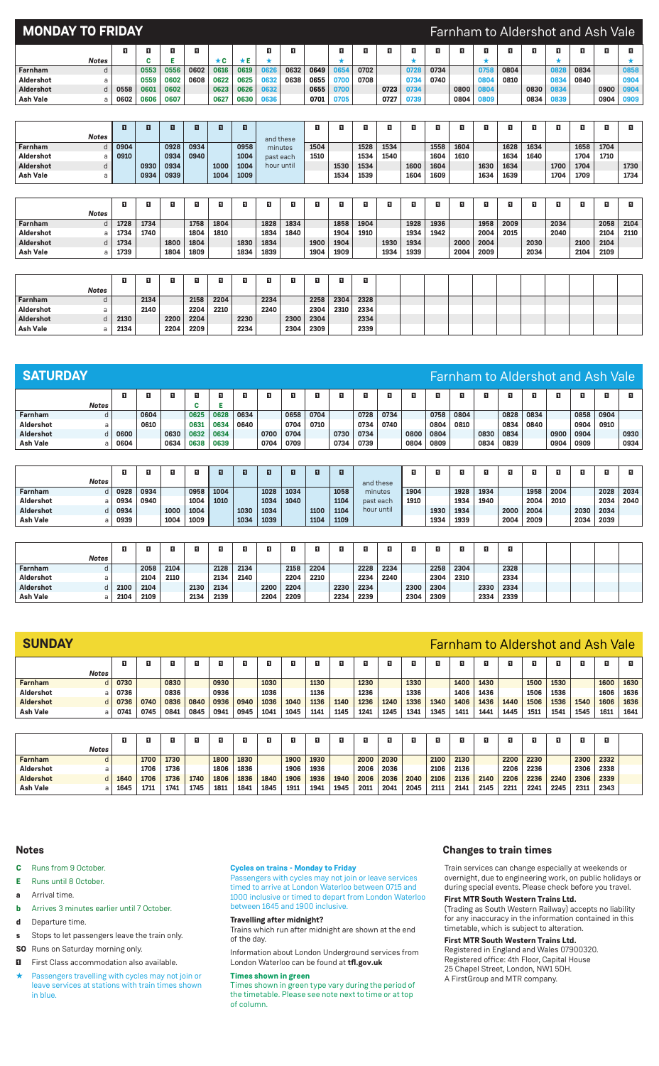## MONDAY TO FRIDAY

### Farnham to Aldershot and Ash Vale

| | | 1 | 1 | 1 | 1 | | | 1 | 1 | | 1 | 1 | 1 | 1 | 1 | 1 | 1 | 1 | 1 | 1 | 1 | 1 | 1 |
|---|---|---|---|---|---|---|---|---|---|---|---|---|---|---|---|---|---|---|---|---|---|---|---|
| Notes | | | C | E | | ★C | ★E | ★ | | | ★ | | | ★ | | | ★ | | | ★ | | | ★ |
| Farnham | d | | 0553 | 0556 | 0602 | 0616 | 0619 | 0626 | 0632 | 0649 | 0654 | 0702 | | 0728 | 0734 | | 0758 | 0804 | | 0828 | 0834 | | 0858 |
| Aldershot | a | | 0559 | 0602 | 0608 | 0622 | 0625 | 0632 | 0638 | 0655 | 0700 | 0708 | | 0734 | 0740 | | 0804 | 0810 | | 0834 | 0840 | | 0904 |
| Aldershot | d | 0558 | 0601 | 0602 | | 0623 | 0626 | 0632 | | 0655 | 0700 | | 0723 | 0734 | | 0800 | 0804 | | 0830 | 0834 | | 0900 | 0904 |
| Ash Vale | a | 0602 | 0606 | 0607 | | 0627 | 0630 | 0636 | | 0701 | 0705 | | 0727 | 0739 | | 0804 | 0809 | | 0834 | 0839 | | 0904 | 0909 |

| | | 1 | 1 | 1 | 1 | 1 | 1 | | 1 | 1 | 1 | 1 | 1 | 1 | 1 | 1 | 1 | 1 | 1 | 1 | 1 | 1 |
|---|---|---|---|---|---|---|---|---|---|---|---|---|---|---|---|---|---|---|---|---|---|---|
| Notes | | | | | | | | and these minutes past each hour until | | | | | | | | | | | | | | |
| Farnham | d | 0904 | | 0928 | 0934 | | 0958 | | 1504 | | 1528 | 1534 | | 1558 | 1604 | | 1628 | 1634 | | 1658 | 1704 | |
| Aldershot | a | 0910 | | 0934 | 0940 | | 1004 | | 1510 | | 1534 | 1540 | | 1604 | 1610 | | 1634 | 1640 | | 1704 | 1710 | |
| Aldershot | d | | 0930 | 0934 | | 1000 | 1004 | | | 1530 | 1534 | | 1600 | 1604 | | 1630 | 1634 | | 1700 | 1704 | | 1730 |
| Ash Vale | a | | 0934 | 0939 | | 1004 | 1009 | | | 1534 | 1539 | | 1604 | 1609 | | 1634 | 1639 | | 1704 | 1709 | | 1734 |

| | | 1 | 1 | 1 | 1 | 1 | 1 | 1 | 1 | 1 | 1 | 1 | 1 | 1 | 1 | 1 | 1 | 1 | 1 | 1 | 1 | 1 | 1 |
|---|---|---|---|---|---|---|---|---|---|---|---|---|---|---|---|---|---|---|---|---|---|---|---|
| Notes | | | | | | | | | | | | | | | | | | | | | | | |
| Farnham | d | 1728 | 1734 | | 1758 | 1804 | | 1828 | 1834 | | 1858 | 1904 | | 1928 | 1936 | | 1958 | 2009 | | 2034 | | 2058 | 2104 |
| Aldershot | a | 1734 | 1740 | | 1804 | 1810 | | 1834 | 1840 | | 1904 | 1910 | | 1934 | 1942 | | 2004 | 2015 | | 2040 | | 2104 | 2110 |
| Aldershot | d | 1734 | | 1800 | 1804 | | 1830 | 1834 | | 1900 | 1904 | | 1930 | 1934 | | 2000 | 2004 | | 2030 | | 2100 | 2104 | |
| Ash Vale | a | 1739 | | 1804 | 1809 | | 1834 | 1839 | | 1904 | 1909 | | 1934 | 1939 | | 2004 | 2009 | | 2034 | | 2104 | 2109 | |

| | | 1 | 1 | 1 | 1 | 1 | 1 | 1 | 1 | 1 | 1 | 1 |
|---|---|---|---|---|---|---|---|---|---|---|---|---|
| Notes | | | | | | | | | | | | |
| Farnham | d | | 2134 | | 2158 | 2204 | | 2234 | | 2258 | 2304 | 2328 |
| Aldershot | a | | 2140 | | 2204 | 2210 | | 2240 | | 2304 | 2310 | 2334 |
| Aldershot | d | 2130 | | 2200 | 2204 | | 2230 | | 2300 | 2304 | | 2334 |
| Ash Vale | a | 2134 | | 2204 | 2209 | | 2234 | | 2304 | 2309 | | 2339 |

## SATURDAY

### Farnham to Aldershot and Ash Vale

| | | 1 | 1 | 1 | 1 | 1 | 1 | 1 | 1 | 1 | 1 | 1 | 1 | 1 | 1 | 1 | 1 | 1 | 1 | 1 | 1 | 1 | 1 |
|---|---|---|---|---|---|---|---|---|---|---|---|---|---|---|---|---|---|---|---|---|---|---|---|
| Notes | | | | | C | E | | | | | | | | | | | | | | | | | |
| Farnham | d | | 0604 | | 0625 | 0628 | 0634 | | 0658 | 0704 | | 0728 | 0734 | | 0758 | 0804 | | 0828 | 0834 | | 0858 | 0904 | |
| Aldershot | a | | 0610 | | 0631 | 0634 | 0640 | | 0704 | 0710 | | 0734 | 0740 | | 0804 | 0810 | | 0834 | 0840 | | 0904 | 0910 | |
| Aldershot | d | 0600 | | 0630 | 0632 | 0634 | | 0700 | 0704 | | 0730 | 0734 | | 0800 | 0804 | | 0830 | 0834 | | 0900 | 0904 | | 0930 |
| Ash Vale | a | 0604 | | 0634 | 0638 | 0639 | | 0704 | 0709 | | 0734 | 0739 | | 0804 | 0809 | | 0834 | 0839 | | 0904 | 0909 | | 0934 |

| | | 1 | 1 | 1 | 1 | 1 | 1 | 1 | 1 | 1 | 1 | | 1 | 1 | 1 | 1 | 1 | 1 | 1 | 1 | 1 | 1 |
|---|---|---|---|---|---|---|---|---|---|---|---|---|---|---|---|---|---|---|---|---|---|---|
| Notes | | | | | | | | | | | | and these minutes past each hour until | | | | | | | | | | |
| Farnham | d | 0928 | 0934 | | 0958 | 1004 | | 1028 | 1034 | | 1058 | | 1904 | | 1928 | 1934 | | 1958 | 2004 | | 2028 | 2034 |
| Aldershot | a | 0934 | 0940 | | 1004 | 1010 | | 1034 | 1040 | | 1104 | | 1910 | | 1934 | 1940 | | 2004 | 2010 | | 2034 | 2040 |
| Aldershot | d | 0934 | | 1000 | 1004 | | 1030 | 1034 | | 1100 | 1104 | | | 1930 | 1934 | | 2000 | 2004 | | 2030 | 2034 | |
| Ash Vale | a | 0939 | | 1004 | 1009 | | 1034 | 1039 | | 1104 | 1109 | | | 1934 | 1939 | | 2004 | 2009 | | 2034 | 2039 | |

| | | 1 | 1 | 1 | 1 | 1 | 1 | 1 | 1 | 1 | 1 | 1 | 1 | 1 | 1 | 1 | 1 | 1 |
|---|---|---|---|---|---|---|---|---|---|---|---|---|---|---|---|---|---|---|
| Notes | | | | | | | | | | | | | | | | | | |
| Farnham | d | | 2058 | 2104 | | 2128 | 2134 | | 2158 | 2204 | | 2228 | 2234 | | 2258 | 2304 | | 2328 |
| Aldershot | a | | 2104 | 2110 | | 2134 | 2140 | | 2204 | 2210 | | 2234 | 2240 | | 2304 | 2310 | | 2334 |
| Aldershot | d | 2100 | 2104 | | 2130 | 2134 | | 2200 | 2204 | | 2230 | 2234 | | 2300 | 2304 | | 2330 | 2334 |
| Ash Vale | a | 2104 | 2109 | | 2134 | 2139 | | 2204 | 2209 | | 2234 | 2239 | | 2304 | 2309 | | 2334 | 2339 |

## SUNDAY

### Farnham to Aldershot and Ash Vale

| | | 1 | 1 | 1 | 1 | 1 | 1 | 1 | 1 | 1 | 1 | 1 | 1 | 1 | 1 | 1 | 1 | 1 | 1 | 1 | 1 | 1 | 1 |
|---|---|---|---|---|---|---|---|---|---|---|---|---|---|---|---|---|---|---|---|---|---|---|---|
| Notes | | | | | | | | | | | | | | | | | | | | | | | |
| Farnham | d | 0730 | | 0830 | | 0930 | | 1030 | | 1130 | | 1230 | | 1330 | | 1400 | 1430 | | 1500 | 1530 | | 1600 | 1630 |
| Aldershot | a | 0736 | | 0836 | | 0936 | | 1036 | | 1136 | | 1236 | | 1336 | | 1406 | 1436 | | 1506 | 1536 | | 1606 | 1636 |
| Aldershot | d | 0736 | 0740 | 0836 | 0840 | 0936 | 0940 | 1036 | 1040 | 1136 | 1140 | 1236 | 1240 | 1336 | 1340 | 1406 | 1436 | 1440 | 1506 | 1536 | 1540 | 1606 | 1636 |
| Ash Vale | a | 0741 | 0745 | 0841 | 0845 | 0941 | 0945 | 1041 | 1045 | 1141 | 1145 | 1241 | 1245 | 1341 | 1345 | 1411 | 1441 | 1445 | 1511 | 1541 | 1545 | 1611 | 1641 |

| | | 1 | 1 | 1 | 1 | 1 | 1 | 1 | 1 | 1 | 1 | 1 | 1 | 1 | 1 | 1 | 1 | 1 | 1 | 1 | 1 | 1 |
|---|---|---|---|---|---|---|---|---|---|---|---|---|---|---|---|---|---|---|---|---|---|---|
| Notes | | | | | | | | | | | | | | | | | | | | | | |
| Farnham | d | | 1700 | 1730 | | 1800 | 1830 | | 1900 | 1930 | | 2000 | 2030 | | 2100 | 2130 | | 2200 | 2230 | | 2300 | 2332 |
| Aldershot | a | | 1706 | 1736 | | 1806 | 1836 | | 1906 | 1936 | | 2006 | 2036 | | 2106 | 2136 | | 2206 | 2236 | | 2306 | 2338 |
| Aldershot | d | 1640 | 1706 | 1736 | 1740 | 1806 | 1836 | 1840 | 1906 | 1936 | 1940 | 2006 | 2036 | 2040 | 2106 | 2136 | 2140 | 2206 | 2236 | 2240 | 2306 | 2339 |
| Ash Vale | a | 1645 | 1711 | 1741 | 1745 | 1811 | 1841 | 1845 | 1911 | 1941 | 1945 | 2011 | 2041 | 2045 | 2111 | 2141 | 2145 | 2211 | 2241 | 2245 | 2311 | 2343 |

## Notes

- **C** Runs from 9 October.
- **E** Runs until 8 October.
- **a** Arrival time.
- **b** Arrives 3 minutes earlier until 7 October.
- **d** Departure time.
- **s** Stops to let passengers leave the train only.
- **SO** Runs on Saturday morning only.
- **1** First Class accommodation also available.
- **★** Passengers travelling with cycles may not join or leave services at stations with train times shown in blue.

**Cycles on trains - Monday to Friday**

Passengers with cycles may not join or leave services timed to arrive at London Waterloo between 0715 and 1000 inclusive or timed to depart from London Waterloo between 1645 and 1900 inclusive.

**Travelling after midnight?**

Trains which run after midnight are shown at the end of the day.

Information about London Underground services from London Waterloo can be found at **tfl.gov.uk**

**Times shown in green**

Times shown in green type vary during the period of the timetable. Please see note next to time or at top of column.

## Changes to train times

Train services can change especially at weekends or overnight, due to engineering work, on public holidays or during special events. Please check before you travel.

**First MTR South Western Trains Ltd.**

(Trading as South Western Railway) accepts no liability for any inaccuracy in the information contained in this timetable, which is subject to alteration.

**First MTR South Western Trains Ltd.**

Registered in England and Wales 07900320.
Registered office: 4th Floor, Capital House
25 Chapel Street, London, NW1 5DH.
A FirstGroup and MTR company.